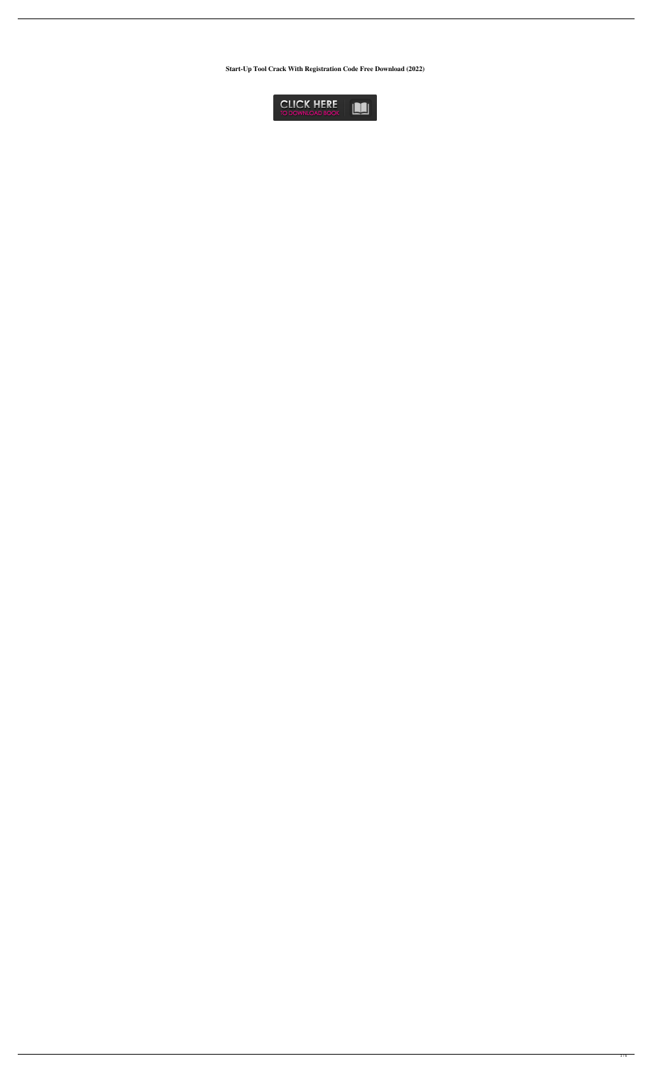**Start-Up Tool Crack With Registration Code Free Download (2022)**

CLICK HERE
TO DOWNLOAD BOOK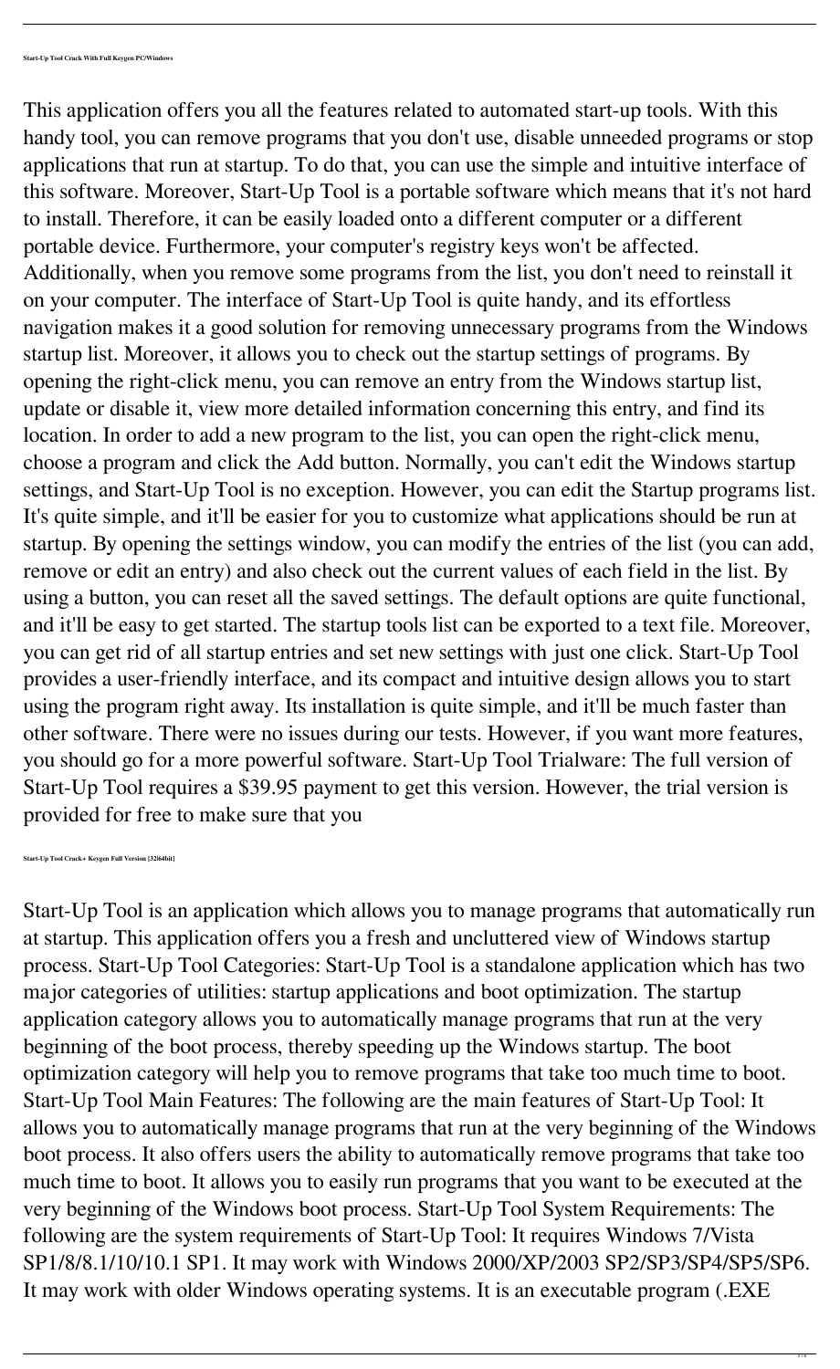**Start-Up Tool Crack With Full Keygen PC/Windows**

This application offers you all the features related to automated start-up tools. With this handy tool, you can remove programs that you don't use, disable unneeded programs or stop applications that run at startup. To do that, you can use the simple and intuitive interface of this software. Moreover, Start-Up Tool is a portable software which means that it's not hard to install. Therefore, it can be easily loaded onto a different computer or a different portable device. Furthermore, your computer's registry keys won't be affected. Additionally, when you remove some programs from the list, you don't need to reinstall it on your computer. The interface of Start-Up Tool is quite handy, and its effortless navigation makes it a good solution for removing unnecessary programs from the Windows startup list. Moreover, it allows you to check out the startup settings of programs. By opening the right-click menu, you can remove an entry from the Windows startup list, update or disable it, view more detailed information concerning this entry, and find its location. In order to add a new program to the list, you can open the right-click menu, choose a program and click the Add button. Normally, you can't edit the Windows startup settings, and Start-Up Tool is no exception. However, you can edit the Startup programs list. It's quite simple, and it'll be easier for you to customize what applications should be run at startup. By opening the settings window, you can modify the entries of the list (you can add, remove or edit an entry) and also check out the current values of each field in the list. By using a button, you can reset all the saved settings. The default options are quite functional, and it'll be easy to get started. The startup tools list can be exported to a text file. Moreover, you can get rid of all startup entries and set new settings with just one click. Start-Up Tool provides a user-friendly interface, and its compact and intuitive design allows you to start using the program right away. Its installation is quite simple, and it'll be much faster than other software. There were no issues during our tests. However, if you want more features, you should go for a more powerful software. Start-Up Tool Trialware: The full version of Start-Up Tool requires a $39.95 payment to get this version. However, the trial version is provided for free to make sure that you

**Start-Up Tool Crack+ Keygen Full Version [32|64bit]**

Start-Up Tool is an application which allows you to manage programs that automatically run at startup. This application offers you a fresh and uncluttered view of Windows startup process. Start-Up Tool Categories: Start-Up Tool is a standalone application which has two major categories of utilities: startup applications and boot optimization. The startup application category allows you to automatically manage programs that run at the very beginning of the boot process, thereby speeding up the Windows startup. The boot optimization category will help you to remove programs that take too much time to boot. Start-Up Tool Main Features: The following are the main features of Start-Up Tool: It allows you to automatically manage programs that run at the very beginning of the Windows boot process. It also offers users the ability to automatically remove programs that take too much time to boot. It allows you to easily run programs that you want to be executed at the very beginning of the Windows boot process. Start-Up Tool System Requirements: The following are the system requirements of Start-Up Tool: It requires Windows 7/Vista SP1/8/8.1/10/10.1 SP1. It may work with Windows 2000/XP/2003 SP2/SP3/SP4/SP5/SP6. It may work with older Windows operating systems. It is an executable program (.EXE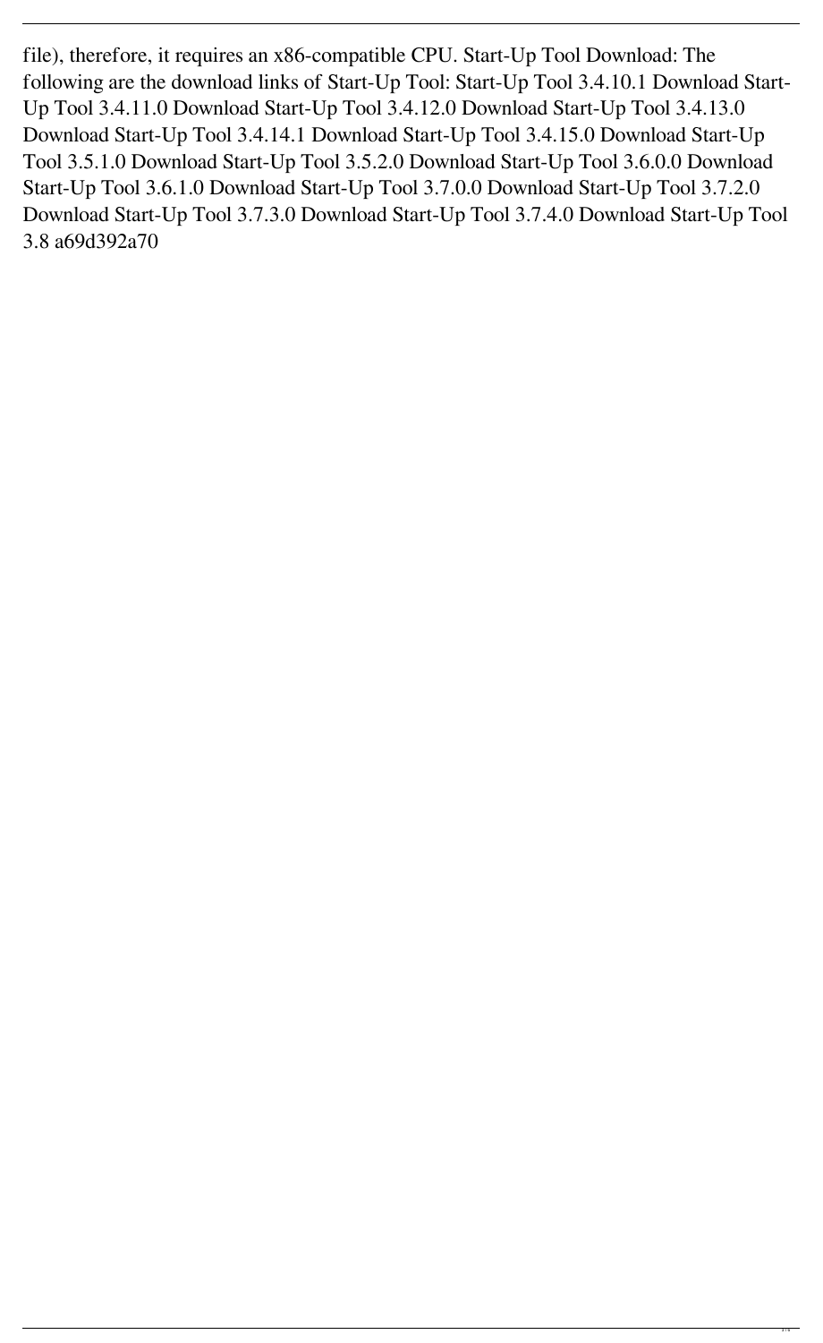file), therefore, it requires an x86-compatible CPU. Start-Up Tool Download: The following are the download links of Start-Up Tool: Start-Up Tool 3.4.10.1 Download Start-Up Tool 3.4.11.0 Download Start-Up Tool 3.4.12.0 Download Start-Up Tool 3.4.13.0 Download Start-Up Tool 3.4.14.1 Download Start-Up Tool 3.4.15.0 Download Start-Up Tool 3.5.1.0 Download Start-Up Tool 3.5.2.0 Download Start-Up Tool 3.6.0.0 Download Start-Up Tool 3.6.1.0 Download Start-Up Tool 3.7.0.0 Download Start-Up Tool 3.7.2.0 Download Start-Up Tool 3.7.3.0 Download Start-Up Tool 3.7.4.0 Download Start-Up Tool 3.8 a69d392a70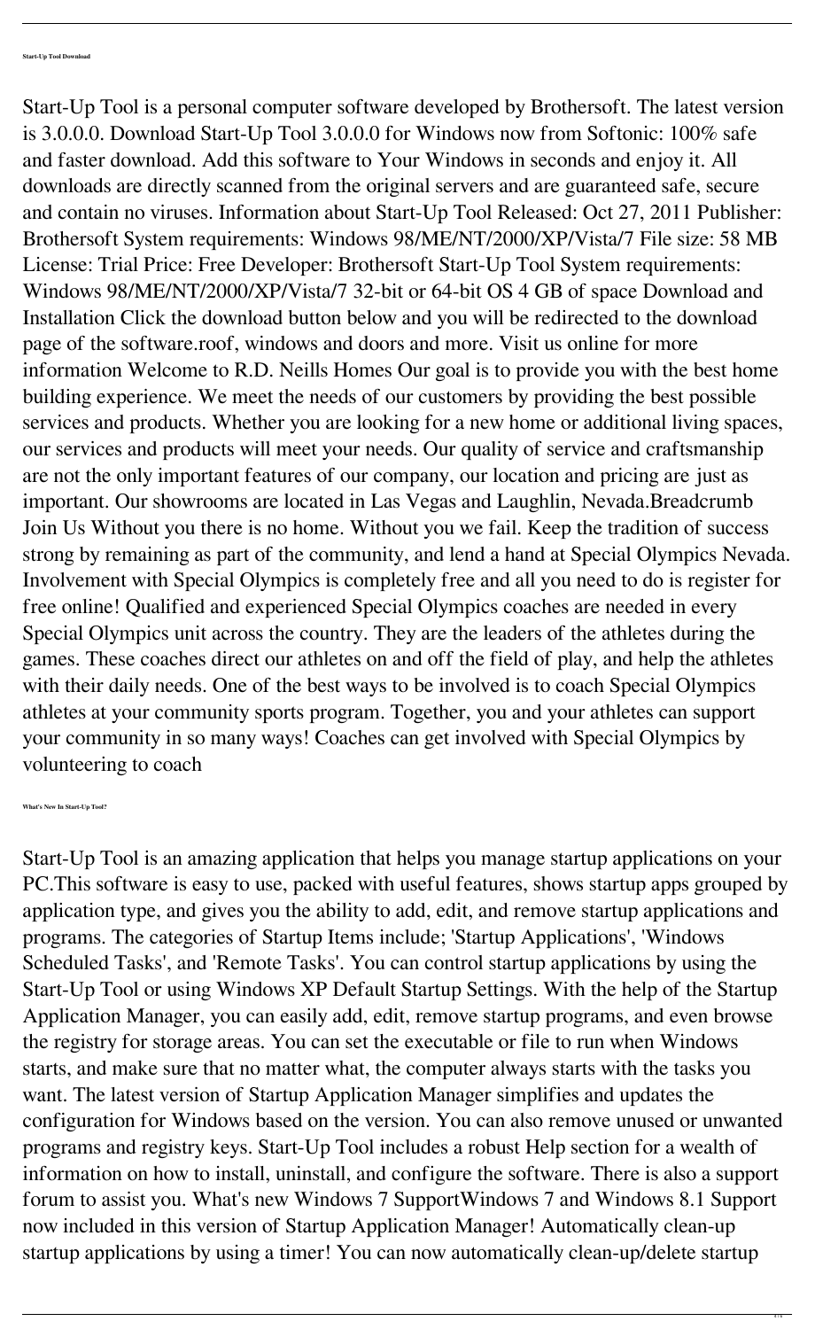**Start-Up Tool Download**

Start-Up Tool is a personal computer software developed by Brothersoft. The latest version is 3.0.0.0. Download Start-Up Tool 3.0.0.0 for Windows now from Softonic: 100% safe and faster download. Add this software to Your Windows in seconds and enjoy it. All downloads are directly scanned from the original servers and are guaranteed safe, secure and contain no viruses. Information about Start-Up Tool Released: Oct 27, 2011 Publisher: Brothersoft System requirements: Windows 98/ME/NT/2000/XP/Vista/7 File size: 58 MB License: Trial Price: Free Developer: Brothersoft Start-Up Tool System requirements: Windows 98/ME/NT/2000/XP/Vista/7 32-bit or 64-bit OS 4 GB of space Download and Installation Click the download button below and you will be redirected to the download page of the software.roof, windows and doors and more. Visit us online for more information Welcome to R.D. Neills Homes Our goal is to provide you with the best home building experience. We meet the needs of our customers by providing the best possible services and products. Whether you are looking for a new home or additional living spaces, our services and products will meet your needs. Our quality of service and craftsmanship are not the only important features of our company, our location and pricing are just as important. Our showrooms are located in Las Vegas and Laughlin, Nevada.Breadcrumb Join Us Without you there is no home. Without you we fail. Keep the tradition of success strong by remaining as part of the community, and lend a hand at Special Olympics Nevada. Involvement with Special Olympics is completely free and all you need to do is register for free online! Qualified and experienced Special Olympics coaches are needed in every Special Olympics unit across the country. They are the leaders of the athletes during the games. These coaches direct our athletes on and off the field of play, and help the athletes with their daily needs. One of the best ways to be involved is to coach Special Olympics athletes at your community sports program. Together, you and your athletes can support your community in so many ways! Coaches can get involved with Special Olympics by volunteering to coach

**What's New In Start-Up Tool?**

Start-Up Tool is an amazing application that helps you manage startup applications on your PC.This software is easy to use, packed with useful features, shows startup apps grouped by application type, and gives you the ability to add, edit, and remove startup applications and programs. The categories of Startup Items include; 'Startup Applications', 'Windows Scheduled Tasks', and 'Remote Tasks'. You can control startup applications by using the Start-Up Tool or using Windows XP Default Startup Settings. With the help of the Startup Application Manager, you can easily add, edit, remove startup programs, and even browse the registry for storage areas. You can set the executable or file to run when Windows starts, and make sure that no matter what, the computer always starts with the tasks you want. The latest version of Startup Application Manager simplifies and updates the configuration for Windows based on the version. You can also remove unused or unwanted programs and registry keys. Start-Up Tool includes a robust Help section for a wealth of information on how to install, uninstall, and configure the software. There is also a support forum to assist you. What's new Windows 7 SupportWindows 7 and Windows 8.1 Support now included in this version of Startup Application Manager! Automatically clean-up startup applications by using a timer! You can now automatically clean-up/delete startup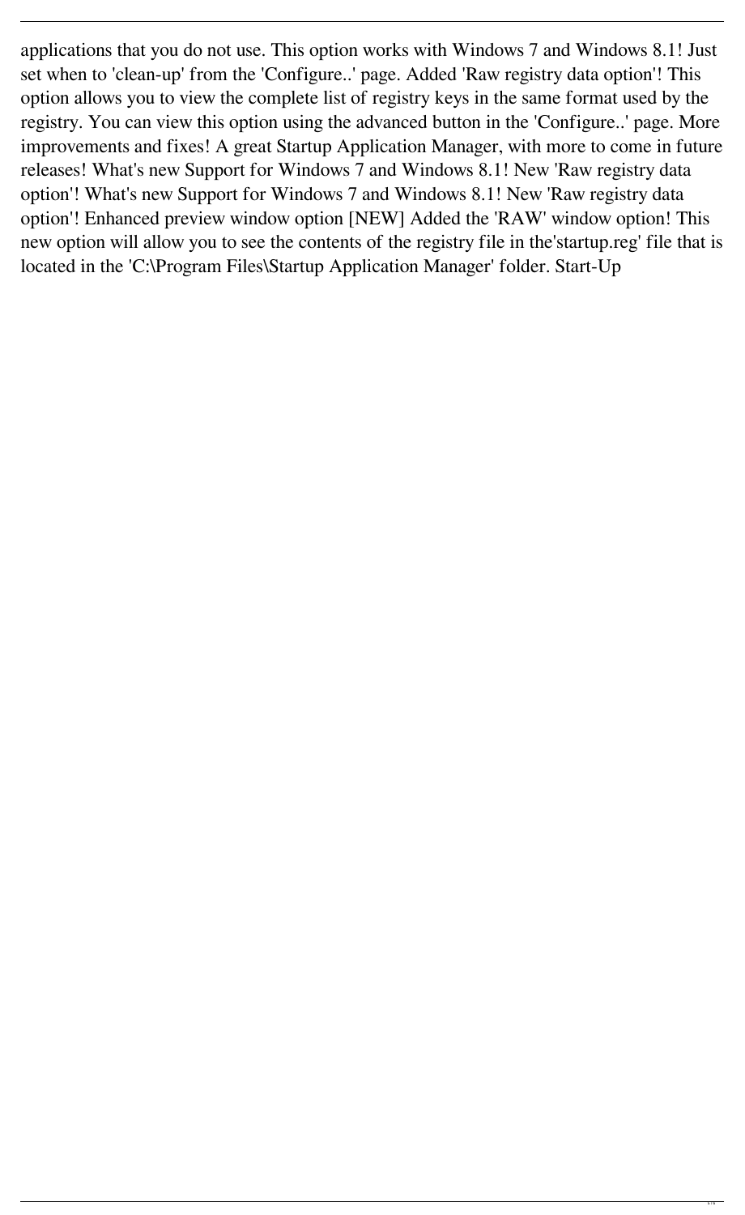applications that you do not use. This option works with Windows 7 and Windows 8.1! Just set when to 'clean-up' from the 'Configure..' page. Added 'Raw registry data option'! This option allows you to view the complete list of registry keys in the same format used by the registry. You can view this option using the advanced button in the 'Configure..' page. More improvements and fixes! A great Startup Application Manager, with more to come in future releases! What's new Support for Windows 7 and Windows 8.1! New 'Raw registry data option'! What's new Support for Windows 7 and Windows 8.1! New 'Raw registry data option'! Enhanced preview window option [NEW] Added the 'RAW' window option! This new option will allow you to see the contents of the registry file in the'startup.reg' file that is located in the 'C:\Program Files\Startup Application Manager' folder. Start-Up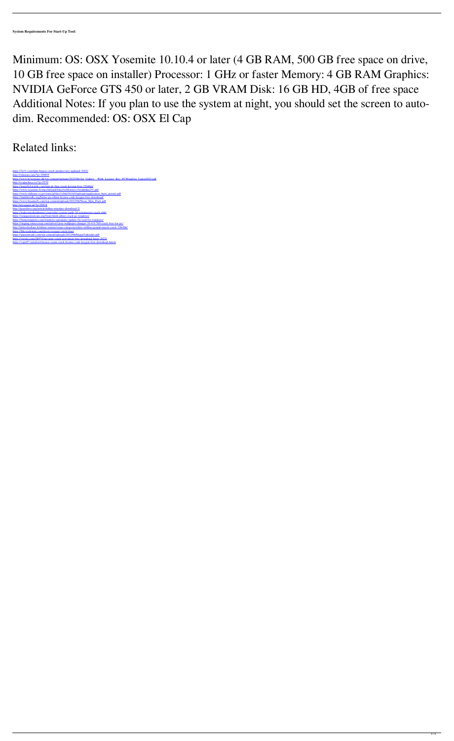**System Requirements For Start-Up Tool:**

Minimum: OS: OSX Yosemite 10.10.4 or later (4 GB RAM, 500 GB free space on drive, 10 GB free space on installer) Processor: 1 GHz or faster Memory: 4 GB RAM Graphics: NVIDIA GeForce GTS 450 or later, 2 GB VRAM Disk: 16 GB HD, 4GB of free space Additional Notes: If you plan to use the system at night, you should set the screen to auto-dim. Recommended: OS: OSX El Cap

Related links:

https://2z31.com/tpm-bypass-crack-product-key-updated-2022/
http://stharun.com/?p=190855
https://www.hyesconsult.dk/wp-content/uploads/2022/06/Art_Gallery__With_License_Key_PCWindows_Latest2022.pdf
http://evapacheco.es/?p=5570
https://topgiftsforgirls.com/tam-sk-bias-crack-keygen-free-3264bit/
https://www.sejourna.fr/sites/default/files/webform/cv/wealdolm251.pdf
https://www.oldlyme-ct.gov/sites/g/files/vyhlif3616/f/uploads/application_burn_permit.pdf
https://maledegathy.org/better-po-editor-license-code-keygen-free-download/
https://www.beaniearts.com/wp-content/uploads/2022/06/Neon_Skin_Pack.pdf
http://invivomut.in/?p=29918
http://igsarchive.org/article/fabius-smartpss-download-2/
https://naldo.modebhomes.com/solar-system-earth-3d-screensaver-crack-x64/
https://orangestreetcats.org/front-html-editor-crack-pc-windows/
https://1mmoyonsista.com/windows-automatic-update-fix-tool-for-windows/
https://staging.sonicscoop.com/advert/jose-wallpaper-changer-10-4-0-760-crack-free-for-pc/
http://dottoritaliani.it/ultime-notizie/senza-categoria/idiots-million-pound-match-crack-3264bit/
https://hhumaketane.com/zoom/voyager-crack-free/
https://pianoetrade.com/wp-content/uploads/2022/06/ImgurUploader.pdf
https://versus.com/28974/get-note-crack-activation-free-download-latest-2022/
https://sape87.ru/advert/mouse-zoom-crack-license-code-keygen-free-download-latest/